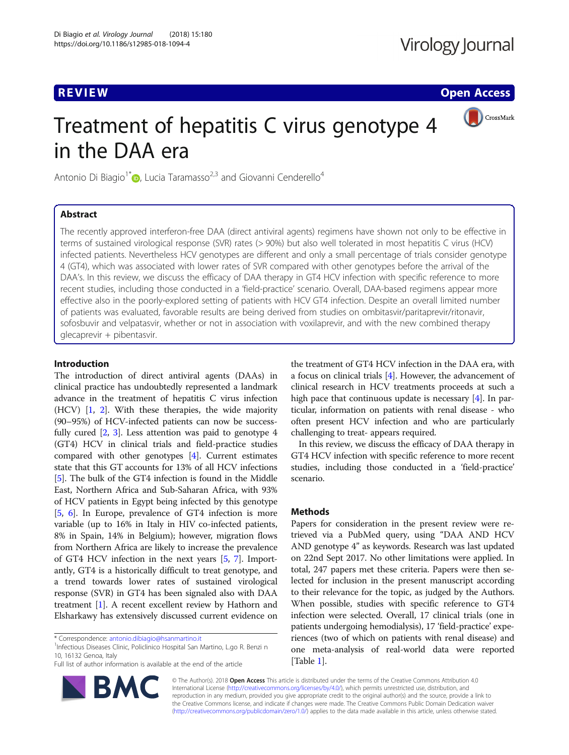REVIEW Open Access

# Treatment of hepatitis C virus genotype 4 in the DAA era

Antonio Di Biagio[1*], Lucia Taramasso[2,3] and Giovanni Cenderello[4]

## Abstract

The recently approved interferon-free DAA (direct antiviral agents) regimens have shown not only to be effective in terms of sustained virological response (SVR) rates (> 90%) but also well tolerated in most hepatitis C virus (HCV) infected patients. Nevertheless HCV genotypes are different and only a small percentage of trials consider genotype 4 (GT4), which was associated with lower rates of SVR compared with other genotypes before the arrival of the DAA's. In this review, we discuss the efficacy of DAA therapy in GT4 HCV infection with specific reference to more recent studies, including those conducted in a 'field-practice' scenario. Overall, DAA-based regimens appear more effective also in the poorly-explored setting of patients with HCV GT4 infection. Despite an overall limited number of patients was evaluated, favorable results are being derived from studies on ombitasvir/paritaprevir/ritonavir, sofosbuvir and velpatasvir, whether or not in association with voxilaprevir, and with the new combined therapy glecaprevir + pibentasvir.

## Introduction

The introduction of direct antiviral agents (DAAs) in clinical practice has undoubtedly represented a landmark advance in the treatment of hepatitis C virus infection (HCV) [1, 2]. With these therapies, the wide majority (90–95%) of HCV-infected patients can now be successfully cured [2, 3]. Less attention was paid to genotype 4 (GT4) HCV in clinical trials and field-practice studies compared with other genotypes [4]. Current estimates state that this GT accounts for 13% of all HCV infections [5]. The bulk of the GT4 infection is found in the Middle East, Northern Africa and Sub-Saharan Africa, with 93% of HCV patients in Egypt being infected by this genotype [5, 6]. In Europe, prevalence of GT4 infection is more variable (up to 16% in Italy in HIV co-infected patients, 8% in Spain, 14% in Belgium); however, migration flows from Northern Africa are likely to increase the prevalence of GT4 HCV infection in the next years [5, 7]. Importantly, GT4 is a historically difficult to treat genotype, and a trend towards lower rates of sustained virological response (SVR) in GT4 has been signaled also with DAA treatment [1]. A recent excellent review by Hathorn and Elsharkawy has extensively discussed current evidence on the treatment of GT4 HCV infection in the DAA era, with a focus on clinical trials [4]. However, the advancement of clinical research in HCV treatments proceeds at such a high pace that continuous update is necessary [4]. In particular, information on patients with renal disease - who often present HCV infection and who are particularly challenging to treat- appears required.

In this review, we discuss the efficacy of DAA therapy in GT4 HCV infection with specific reference to more recent studies, including those conducted in a 'field-practice' scenario.

## Methods

Papers for consideration in the present review were retrieved via a PubMed query, using "DAA AND HCV AND genotype 4" as keywords. Research was last updated on 22nd Sept 2017. No other limitations were applied. In total, 247 papers met these criteria. Papers were then selected for inclusion in the present manuscript according to their relevance for the topic, as judged by the Authors. When possible, studies with specific reference to GT4 infection were selected. Overall, 17 clinical trials (one in patients undergoing hemodialysis), 17 'field-practice' experiences (two of which on patients with renal disease) and one meta-analysis of real-world data were reported [Table 1].

* Correspondence: antonio.dibiagio@hsanmartino.it
[1]Infectious Diseases Clinic, Policlinico Hospital San Martino, L.go R. Benzi n 10, 16132 Genoa, Italy
Full list of author information is available at the end of the article

© The Author(s). 2018 **Open Access** This article is distributed under the terms of the Creative Commons Attribution 4.0 International License (http://creativecommons.org/licenses/by/4.0/), which permits unrestricted use, distribution, and reproduction in any medium, provided you give appropriate credit to the original author(s) and the source, provide a link to the Creative Commons license, and indicate if changes were made. The Creative Commons Public Domain Dedication waiver (http://creativecommons.org/publicdomain/zero/1.0/) applies to the data made available in this article, unless otherwise stated.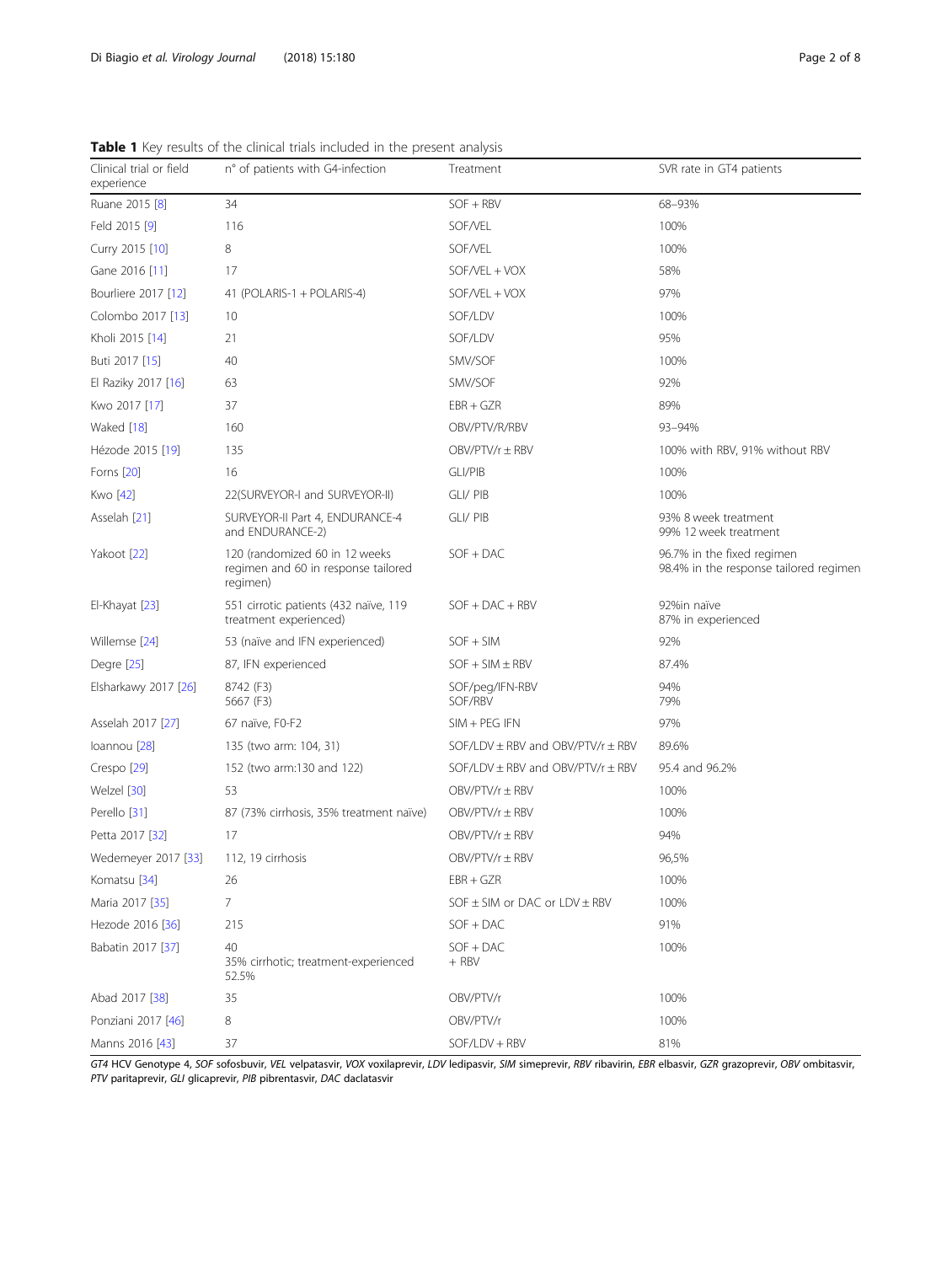**Table 1** Key results of the clinical trials included in the present analysis

| Clinical trial or field experience | n° of patients with G4-infection | Treatment | SVR rate in GT4 patients |
|---|---|---|---|
| Ruane 2015 [8] | 34 | SOF + RBV | 68–93% |
| Feld 2015 [9] | 116 | SOF/VEL | 100% |
| Curry 2015 [10] | 8 | SOF/VEL | 100% |
| Gane 2016 [11] | 17 | SOF/VEL + VOX | 58% |
| Bourliere 2017 [12] | 41 (POLARIS-1 + POLARIS-4) | SOF/VEL + VOX | 97% |
| Colombo 2017 [13] | 10 | SOF/LDV | 100% |
| Kholi 2015 [14] | 21 | SOF/LDV | 95% |
| Buti 2017 [15] | 40 | SMV/SOF | 100% |
| El Raziky 2017 [16] | 63 | SMV/SOF | 92% |
| Kwo 2017 [17] | 37 | EBR + GZR | 89% |
| Waked [18] | 160 | OBV/PTV/R/RBV | 93–94% |
| Hézode 2015 [19] | 135 | OBV/PTV/r ± RBV | 100% with RBV, 91% without RBV |
| Forns [20] | 16 | GLI/PIB | 100% |
| Kwo [42] | 22(SURVEYOR-I and SURVEYOR-II) | GLI/ PIB | 100% |
| Asselah [21] | SURVEYOR-II Part 4, ENDURANCE-4 and ENDURANCE-2) | GLI/ PIB | 93% 8 week treatment<br>99% 12 week treatment |
| Yakoot [22] | 120 (randomized 60 in 12 weeks regimen and 60 in response tailored regimen) | SOF + DAC | 96.7% in the fixed regimen<br>98.4% in the response tailored regimen |
| El-Khayat [23] | 551 cirrotic patients (432 naïve, 119 treatment experienced) | SOF + DAC + RBV | 92%in naïve<br>87% in experienced |
| Willemse [24] | 53 (naïve and IFN experienced) | SOF + SIM | 92% |
| Degre [25] | 87, IFN experienced | SOF + SIM ± RBV | 87.4% |
| Elsharkawy 2017 [26] | 8742 (F3)<br>5667 (F3) | SOF/peg/IFN-RBV<br>SOF/RBV | 94%<br>79% |
| Asselah 2017 [27] | 67 naïve, F0-F2 | SIM + PEG IFN | 97% |
| Ioannou [28] | 135 (two arm: 104, 31) | SOF/LDV ± RBV and OBV/PTV/r ± RBV | 89.6% |
| Crespo [29] | 152 (two arm:130 and 122) | SOF/LDV ± RBV and OBV/PTV/r ± RBV | 95.4 and 96.2% |
| Welzel [30] | 53 | OBV/PTV/r ± RBV | 100% |
| Perello [31] | 87 (73% cirrhosis, 35% treatment naïve) | OBV/PTV/r ± RBV | 100% |
| Petta 2017 [32] | 17 | OBV/PTV/r ± RBV | 94% |
| Wedemeyer 2017 [33] | 112, 19 cirrhosis | OBV/PTV/r ± RBV | 96,5% |
| Komatsu [34] | 26 | EBR + GZR | 100% |
| Maria 2017 [35] | 7 | SOF ± SIM or DAC or LDV ± RBV | 100% |
| Hezode 2016 [36] | 215 | SOF + DAC | 91% |
| Babatin 2017 [37] | 40<br>35% cirrhotic; treatment-experienced 52.5% | SOF + DAC<br>+ RBV | 100% |
| Abad 2017 [38] | 35 | OBV/PTV/r | 100% |
| Ponziani 2017 [46] | 8 | OBV/PTV/r | 100% |
| Manns 2016 [43] | 37 | SOF/LDV + RBV | 81% |

*GT4* HCV Genotype 4, *SOF* sofosbuvir, *VEL* velpatasvir, *VOX* voxilaprevir, *LDV* ledipasvir, *SIM* simeprevir, *RBV* ribavirin, *EBR* elbasvir, *GZR* grazoprevir, *OBV* ombitasvir, *PTV* paritaprevir, *GLI* glicaprevir, *PIB* pibrentasvir, *DAC* daclatasvir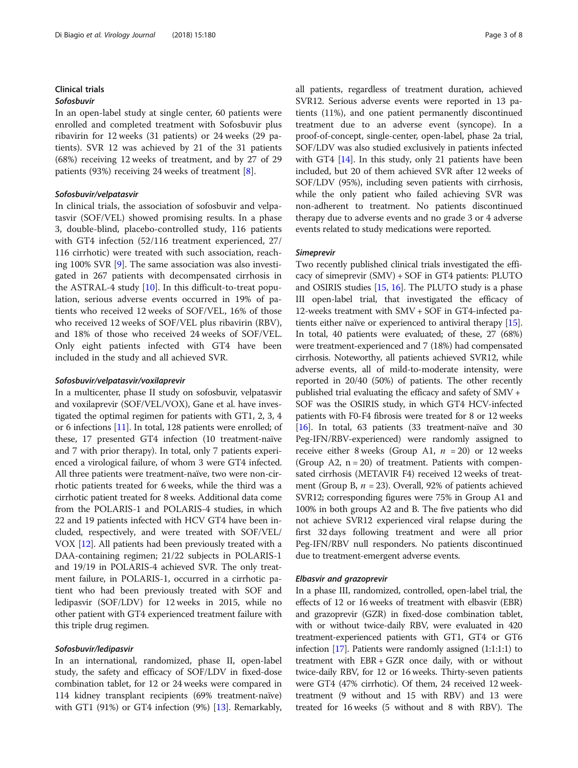## Clinical trials

### *Sofosbuvir*

In an open-label study at single center, 60 patients were enrolled and completed treatment with Sofosbuvir plus ribavirin for 12 weeks (31 patients) or 24 weeks (29 patients). SVR 12 was achieved by 21 of the 31 patients (68%) receiving 12 weeks of treatment, and by 27 of 29 patients (93%) receiving 24 weeks of treatment [8].

### *Sofosbuvir/velpatasvir*

In clinical trials, the association of sofosbuvir and velpatasvir (SOF/VEL) showed promising results. In a phase 3, double-blind, placebo-controlled study, 116 patients with GT4 infection (52/116 treatment experienced, 27/116 cirrhotic) were treated with such association, reaching 100% SVR [9]. The same association was also investigated in 267 patients with decompensated cirrhosis in the ASTRAL-4 study [10]. In this difficult-to-treat population, serious adverse events occurred in 19% of patients who received 12 weeks of SOF/VEL, 16% of those who received 12 weeks of SOF/VEL plus ribavirin (RBV), and 18% of those who received 24 weeks of SOF/VEL. Only eight patients infected with GT4 have been included in the study and all achieved SVR.

### *Sofosbuvir/velpatasvir/voxilaprevir*

In a multicenter, phase II study on sofosbuvir, velpatasvir and voxilaprevir (SOF/VEL/VOX), Gane et al. have investigated the optimal regimen for patients with GT1, 2, 3, 4 or 6 infections [11]. In total, 128 patients were enrolled; of these, 17 presented GT4 infection (10 treatment-naïve and 7 with prior therapy). In total, only 7 patients experienced a virological failure, of whom 3 were GT4 infected. All three patients were treatment-naïve, two were non-cirrhotic patients treated for 6 weeks, while the third was a cirrhotic patient treated for 8 weeks. Additional data come from the POLARIS-1 and POLARIS-4 studies, in which 22 and 19 patients infected with HCV GT4 have been included, respectively, and were treated with SOF/VEL/VOX [12]. All patients had been previously treated with a DAA-containing regimen; 21/22 subjects in POLARIS-1 and 19/19 in POLARIS-4 achieved SVR. The only treatment failure, in POLARIS-1, occurred in a cirrhotic patient who had been previously treated with SOF and ledipasvir (SOF/LDV) for 12 weeks in 2015, while no other patient with GT4 experienced treatment failure with this triple drug regimen.

### *Sofosbuvir/ledipasvir*

In an international, randomized, phase II, open-label study, the safety and efficacy of SOF/LDV in fixed-dose combination tablet, for 12 or 24 weeks were compared in 114 kidney transplant recipients (69% treatment-naïve) with GT1 (91%) or GT4 infection (9%) [13]. Remarkably, all patients, regardless of treatment duration, achieved SVR12. Serious adverse events were reported in 13 patients (11%), and one patient permanently discontinued treatment due to an adverse event (syncope). In a proof-of-concept, single-center, open-label, phase 2a trial, SOF/LDV was also studied exclusively in patients infected with GT4 [14]. In this study, only 21 patients have been included, but 20 of them achieved SVR after 12 weeks of SOF/LDV (95%), including seven patients with cirrhosis, while the only patient who failed achieving SVR was non-adherent to treatment. No patients discontinued therapy due to adverse events and no grade 3 or 4 adverse events related to study medications were reported.

### *Simeprevir*

Two recently published clinical trials investigated the efficacy of simeprevir (SMV) + SOF in GT4 patients: PLUTO and OSIRIS studies [15, 16]. The PLUTO study is a phase III open-label trial, that investigated the efficacy of 12-weeks treatment with SMV + SOF in GT4-infected patients either naïve or experienced to antiviral therapy [15]. In total, 40 patients were evaluated; of these, 27 (68%) were treatment-experienced and 7 (18%) had compensated cirrhosis. Noteworthy, all patients achieved SVR12, while adverse events, all of mild-to-moderate intensity, were reported in 20/40 (50%) of patients. The other recently published trial evaluating the efficacy and safety of SMV + SOF was the OSIRIS study, in which GT4 HCV-infected patients with F0-F4 fibrosis were treated for 8 or 12 weeks [16]. In total, 63 patients (33 treatment-naïve and 30 Peg-IFN/RBV-experienced) were randomly assigned to receive either 8 weeks (Group A1, $n = 20$) or 12 weeks (Group A2, $n = 20$) of treatment. Patients with compensated cirrhosis (METAVIR F4) received 12 weeks of treatment (Group B, $n = 23$). Overall, 92% of patients achieved SVR12; corresponding figures were 75% in Group A1 and 100% in both groups A2 and B. The five patients who did not achieve SVR12 experienced viral relapse during the first 32 days following treatment and were all prior Peg-IFN/RBV null responders. No patients discontinued due to treatment-emergent adverse events.

### *Elbasvir and grazoprevir*

In a phase III, randomized, controlled, open-label trial, the effects of 12 or 16 weeks of treatment with elbasvir (EBR) and grazoprevir (GZR) in fixed-dose combination tablet, with or without twice-daily RBV, were evaluated in 420 treatment-experienced patients with GT1, GT4 or GT6 infection [17]. Patients were randomly assigned (1:1:1:1) to treatment with EBR + GZR once daily, with or without twice-daily RBV, for 12 or 16 weeks. Thirty-seven patients were GT4 (47% cirrhotic). Of them, 24 received 12 week-treatment (9 without and 15 with RBV) and 13 were treated for 16 weeks (5 without and 8 with RBV). The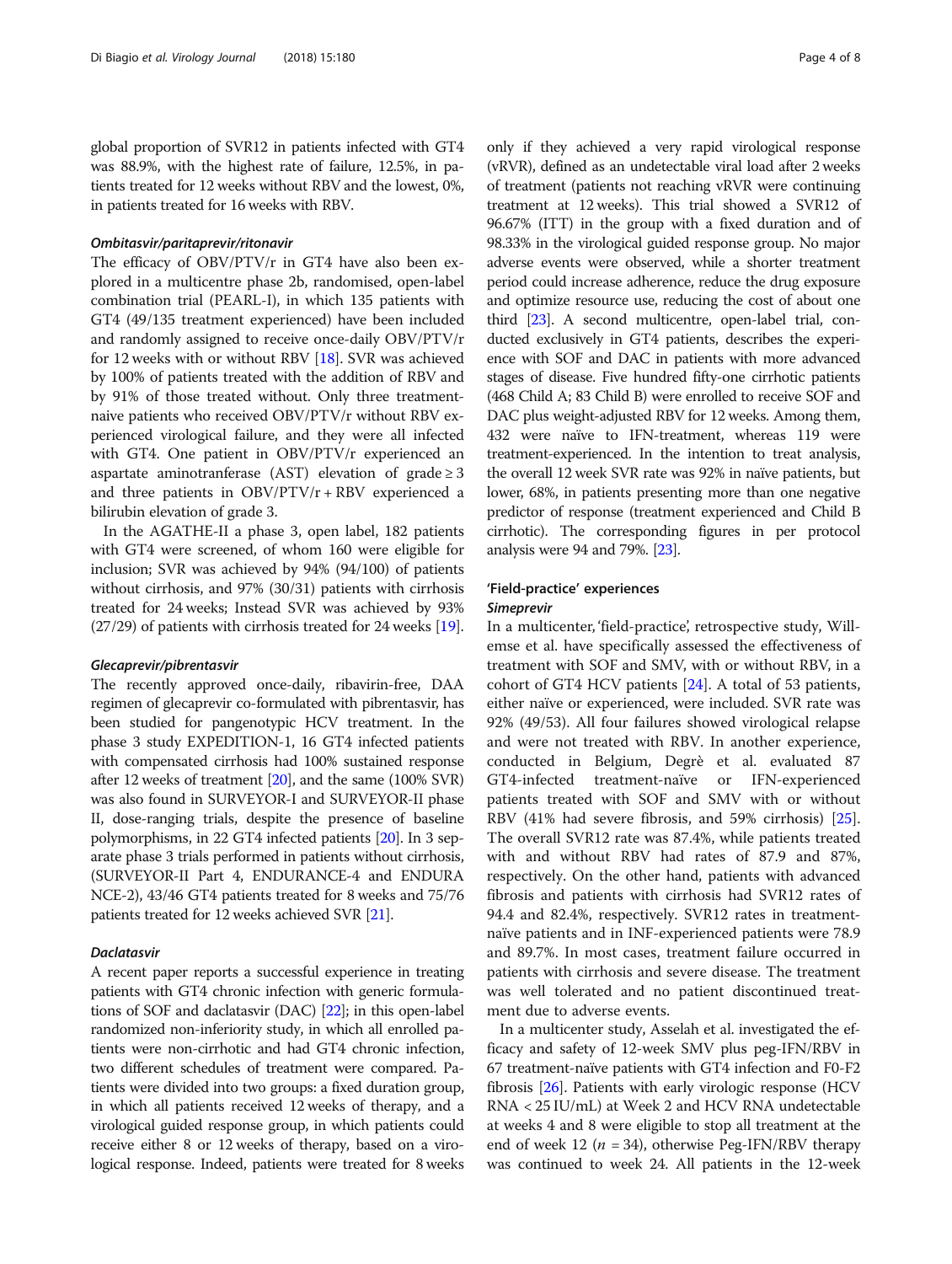global proportion of SVR12 in patients infected with GT4 was 88.9%, with the highest rate of failure, 12.5%, in patients treated for 12 weeks without RBV and the lowest, 0%, in patients treated for 16 weeks with RBV.

#### *Ombitasvir/paritaprevir/ritonavir*

The efficacy of OBV/PTV/r in GT4 have also been explored in a multicentre phase 2b, randomised, open-label combination trial (PEARL-I), in which 135 patients with GT4 (49/135 treatment experienced) have been included and randomly assigned to receive once-daily OBV/PTV/r for 12 weeks with or without RBV [18]. SVR was achieved by 100% of patients treated with the addition of RBV and by 91% of those treated without. Only three treatment-naive patients who received OBV/PTV/r without RBV experienced virological failure, and they were all infected with GT4. One patient in OBV/PTV/r experienced an aspartate aminotranferase (AST) elevation of grade ≥ 3 and three patients in OBV/PTV/r + RBV experienced a bilirubin elevation of grade 3.

In the AGATHE-II a phase 3, open label, 182 patients with GT4 were screened, of whom 160 were eligible for inclusion; SVR was achieved by 94% (94/100) of patients without cirrhosis, and 97% (30/31) patients with cirrhosis treated for 24 weeks; Instead SVR was achieved by 93% (27/29) of patients with cirrhosis treated for 24 weeks [19].

#### *Glecaprevir/pibrentasvir*

The recently approved once-daily, ribavirin-free, DAA regimen of glecaprevir co-formulated with pibrentasvir, has been studied for pangenotypic HCV treatment. In the phase 3 study EXPEDITION-1, 16 GT4 infected patients with compensated cirrhosis had 100% sustained response after 12 weeks of treatment [20], and the same (100% SVR) was also found in SURVEYOR-I and SURVEYOR-II phase II, dose-ranging trials, despite the presence of baseline polymorphisms, in 22 GT4 infected patients [20]. In 3 separate phase 3 trials performed in patients without cirrhosis, (SURVEYOR-II Part 4, ENDURANCE-4 and ENDURANCE-2), 43/46 GT4 patients treated for 8 weeks and 75/76 patients treated for 12 weeks achieved SVR [21].

#### *Daclatasvir*

A recent paper reports a successful experience in treating patients with GT4 chronic infection with generic formulations of SOF and daclatasvir (DAC) [22]; in this open-label randomized non-inferiority study, in which all enrolled patients were non-cirrhotic and had GT4 chronic infection, two different schedules of treatment were compared. Patients were divided into two groups: a fixed duration group, in which all patients received 12 weeks of therapy, and a virological guided response group, in which patients could receive either 8 or 12 weeks of therapy, based on a virological response. Indeed, patients were treated for 8 weeks only if they achieved a very rapid virological response (vRVR), defined as an undetectable viral load after 2 weeks of treatment (patients not reaching vRVR were continuing treatment at 12 weeks). This trial showed a SVR12 of 96.67% (ITT) in the group with a fixed duration and of 98.33% in the virological guided response group. No major adverse events were observed, while a shorter treatment period could increase adherence, reduce the drug exposure and optimize resource use, reducing the cost of about one third [23]. A second multicentre, open-label trial, conducted exclusively in GT4 patients, describes the experience with SOF and DAC in patients with more advanced stages of disease. Five hundred fifty-one cirrhotic patients (468 Child A; 83 Child B) were enrolled to receive SOF and DAC plus weight-adjusted RBV for 12 weeks. Among them, 432 were naïve to IFN-treatment, whereas 119 were treatment-experienced. In the intention to treat analysis, the overall 12 week SVR rate was 92% in naïve patients, but lower, 68%, in patients presenting more than one negative predictor of response (treatment experienced and Child B cirrhotic). The corresponding figures in per protocol analysis were 94 and 79%. [23].

### 'Field-practice' experiences

#### *Simeprevir*

In a multicenter, 'field-practice', retrospective study, Willemse et al. have specifically assessed the effectiveness of treatment with SOF and SMV, with or without RBV, in a cohort of GT4 HCV patients [24]. A total of 53 patients, either naïve or experienced, were included. SVR rate was 92% (49/53). All four failures showed virological relapse and were not treated with RBV. In another experience, conducted in Belgium, Degrè et al. evaluated 87 GT4-infected treatment-naïve or IFN-experienced patients treated with SOF and SMV with or without RBV (41% had severe fibrosis, and 59% cirrhosis) [25]. The overall SVR12 rate was 87.4%, while patients treated with and without RBV had rates of 87.9 and 87%, respectively. On the other hand, patients with advanced fibrosis and patients with cirrhosis had SVR12 rates of 94.4 and 82.4%, respectively. SVR12 rates in treatment-naïve patients and in INF-experienced patients were 78.9 and 89.7%. In most cases, treatment failure occurred in patients with cirrhosis and severe disease. The treatment was well tolerated and no patient discontinued treatment due to adverse events.

In a multicenter study, Asselah et al. investigated the efficacy and safety of 12-week SMV plus peg-IFN/RBV in 67 treatment-naïve patients with GT4 infection and F0-F2 fibrosis [26]. Patients with early virologic response (HCV RNA < 25 IU/mL) at Week 2 and HCV RNA undetectable at weeks 4 and 8 were eligible to stop all treatment at the end of week 12 ($n$ = 34), otherwise Peg-IFN/RBV therapy was continued to week 24. All patients in the 12-week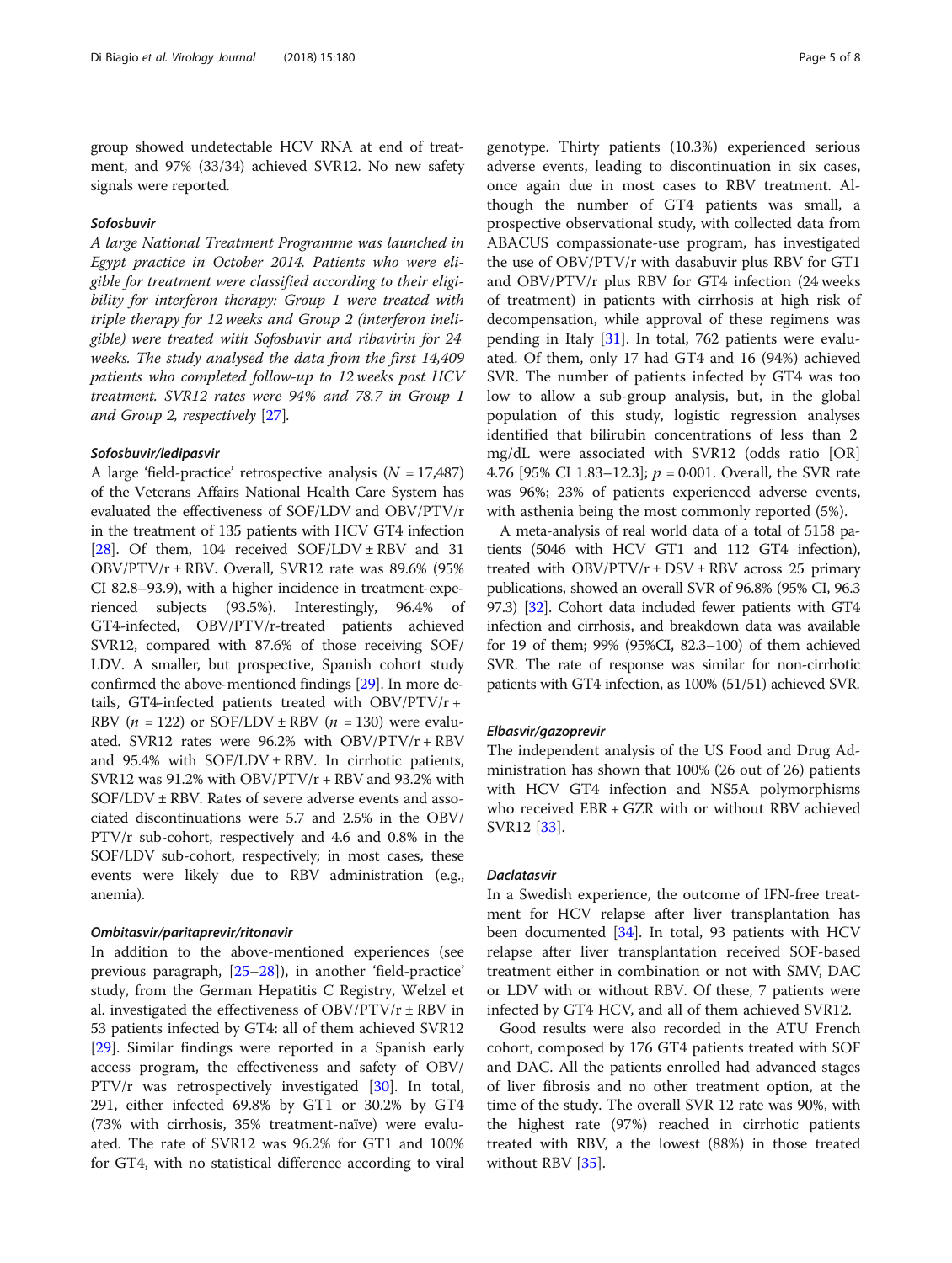group showed undetectable HCV RNA at end of treatment, and 97% (33/34) achieved SVR12. No new safety signals were reported.

#### Sofosbuvir

*A large National Treatment Programme was launched in Egypt practice in October 2014. Patients who were eligible for treatment were classified according to their eligibility for interferon therapy: Group 1 were treated with triple therapy for 12 weeks and Group 2 (interferon ineligible) were treated with Sofosbuvir and ribavirin for 24 weeks. The study analysed the data from the first 14,409 patients who completed follow-up to 12 weeks post HCV treatment. SVR12 rates were 94% and 78.7 in Group 1 and Group 2, respectively* [27].

#### Sofosbuvir/ledipasvir

A large 'field-practice' retrospective analysis ($N = 17{,}487$) of the Veterans Affairs National Health Care System has evaluated the effectiveness of SOF/LDV and OBV/PTV/r in the treatment of 135 patients with HCV GT4 infection [28]. Of them, 104 received SOF/LDV ± RBV and 31 OBV/PTV/r ± RBV. Overall, SVR12 rate was 89.6% (95% CI 82.8–93.9), with a higher incidence in treatment-experienced subjects (93.5%). Interestingly, 96.4% of GT4-infected, OBV/PTV/r-treated patients achieved SVR12, compared with 87.6% of those receiving SOF/LDV. A smaller, but prospective, Spanish cohort study confirmed the above-mentioned findings [29]. In more details, GT4-infected patients treated with OBV/PTV/r + RBV ($n = 122$) or SOF/LDV ± RBV ($n = 130$) were evaluated. SVR12 rates were 96.2% with OBV/PTV/r + RBV and 95.4% with SOF/LDV ± RBV. In cirrhotic patients, SVR12 was 91.2% with OBV/PTV/r + RBV and 93.2% with SOF/LDV ± RBV. Rates of severe adverse events and associated discontinuations were 5.7 and 2.5% in the OBV/PTV/r sub-cohort, respectively and 4.6 and 0.8% in the SOF/LDV sub-cohort, respectively; in most cases, these events were likely due to RBV administration (e.g., anemia).

#### Ombitasvir/paritaprevir/ritonavir

In addition to the above-mentioned experiences (see previous paragraph, [25–28]), in another 'field-practice' study, from the German Hepatitis C Registry, Welzel et al. investigated the effectiveness of OBV/PTV/r ± RBV in 53 patients infected by GT4: all of them achieved SVR12 [29]. Similar findings were reported in a Spanish early access program, the effectiveness and safety of OBV/PTV/r was retrospectively investigated [30]. In total, 291, either infected 69.8% by GT1 or 30.2% by GT4 (73% with cirrhosis, 35% treatment-naïve) were evaluated. The rate of SVR12 was 96.2% for GT1 and 100% for GT4, with no statistical difference according to viral genotype. Thirty patients (10.3%) experienced serious adverse events, leading to discontinuation in six cases, once again due in most cases to RBV treatment. Although the number of GT4 patients was small, a prospective observational study, with collected data from ABACUS compassionate-use program, has investigated the use of OBV/PTV/r with dasabuvir plus RBV for GT1 and OBV/PTV/r plus RBV for GT4 infection (24 weeks of treatment) in patients with cirrhosis at high risk of decompensation, while approval of these regimens was pending in Italy [31]. In total, 762 patients were evaluated. Of them, only 17 had GT4 and 16 (94%) achieved SVR. The number of patients infected by GT4 was too low to allow a sub-group analysis, but, in the global population of this study, logistic regression analyses identified that bilirubin concentrations of less than 2 mg/dL were associated with SVR12 (odds ratio [OR] 4.76 [95% CI 1.83–12.3]; $p = 0{\cdot}001$. Overall, the SVR rate was 96%; 23% of patients experienced adverse events, with asthenia being the most commonly reported (5%).

A meta-analysis of real world data of a total of 5158 patients (5046 with HCV GT1 and 112 GT4 infection), treated with OBV/PTV/r ± DSV ± RBV across 25 primary publications, showed an overall SVR of 96.8% (95% CI, 96.3 97.3) [32]. Cohort data included fewer patients with GT4 infection and cirrhosis, and breakdown data was available for 19 of them; 99% (95%CI, 82.3–100) of them achieved SVR. The rate of response was similar for non-cirrhotic patients with GT4 infection, as 100% (51/51) achieved SVR.

#### Elbasvir/gazoprevir

The independent analysis of the US Food and Drug Administration has shown that 100% (26 out of 26) patients with HCV GT4 infection and NS5A polymorphisms who received EBR + GZR with or without RBV achieved SVR12 [33].

#### Daclatasvir

In a Swedish experience, the outcome of IFN-free treatment for HCV relapse after liver transplantation has been documented [34]. In total, 93 patients with HCV relapse after liver transplantation received SOF-based treatment either in combination or not with SMV, DAC or LDV with or without RBV. Of these, 7 patients were infected by GT4 HCV, and all of them achieved SVR12.

Good results were also recorded in the ATU French cohort, composed by 176 GT4 patients treated with SOF and DAC. All the patients enrolled had advanced stages of liver fibrosis and no other treatment option, at the time of the study. The overall SVR 12 rate was 90%, with the highest rate (97%) reached in cirrhotic patients treated with RBV, a the lowest (88%) in those treated without RBV [35].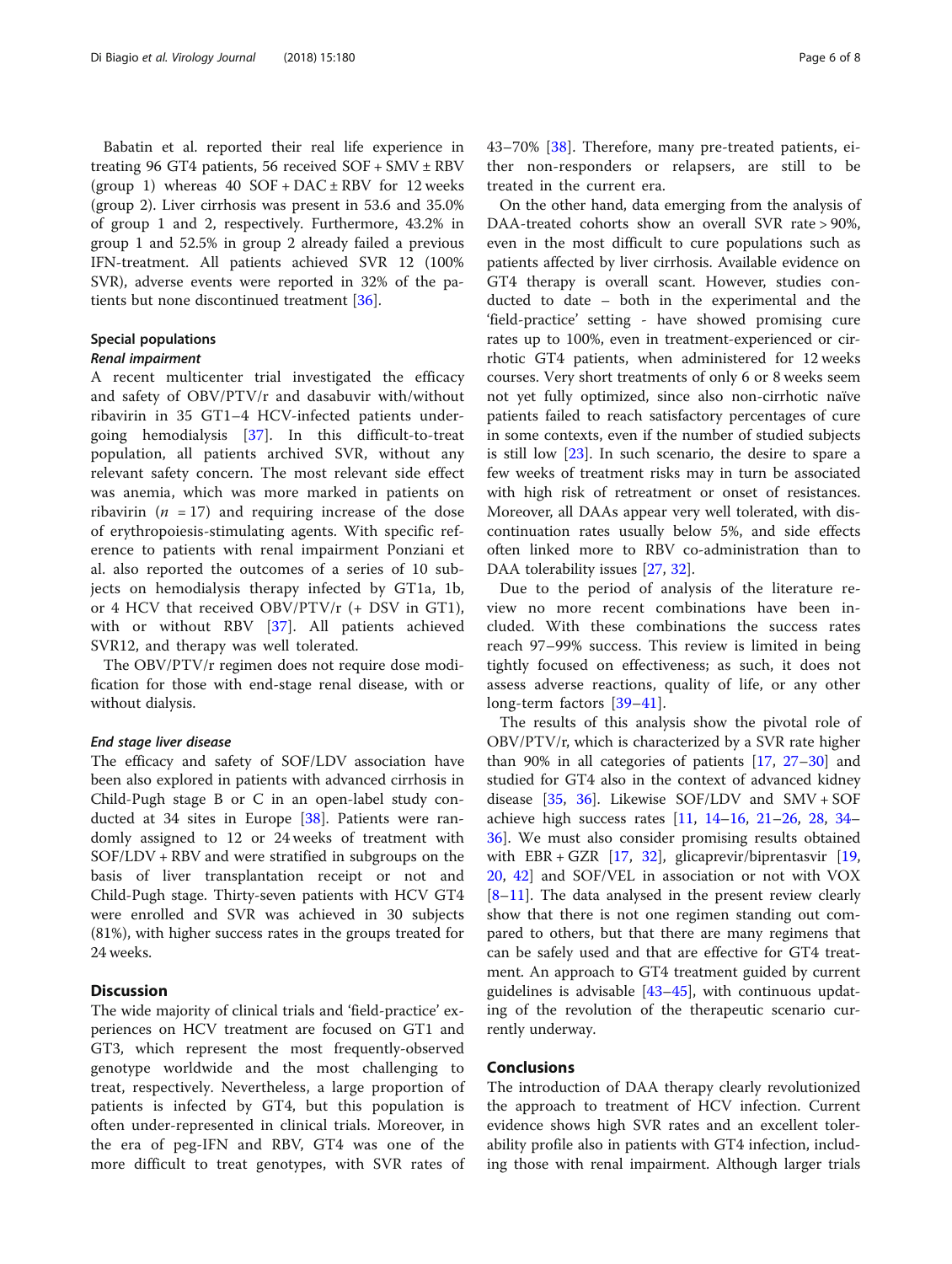Babatin et al. reported their real life experience in treating 96 GT4 patients, 56 received SOF + SMV ± RBV (group 1) whereas 40 SOF + DAC ± RBV for 12 weeks (group 2). Liver cirrhosis was present in 53.6 and 35.0% of group 1 and 2, respectively. Furthermore, 43.2% in group 1 and 52.5% in group 2 already failed a previous IFN-treatment. All patients achieved SVR 12 (100% SVR), adverse events were reported in 32% of the patients but none discontinued treatment [36].

### Special populations

#### *Renal impairment*

A recent multicenter trial investigated the efficacy and safety of OBV/PTV/r and dasabuvir with/without ribavirin in 35 GT1–4 HCV-infected patients undergoing hemodialysis [37]. In this difficult-to-treat population, all patients archived SVR, without any relevant safety concern. The most relevant side effect was anemia, which was more marked in patients on ribavirin ($n = 17$) and requiring increase of the dose of erythropoiesis-stimulating agents. With specific reference to patients with renal impairment Ponziani et al. also reported the outcomes of a series of 10 subjects on hemodialysis therapy infected by GT1a, 1b, or 4 HCV that received OBV/PTV/r (+ DSV in GT1), with or without RBV [37]. All patients achieved SVR12, and therapy was well tolerated.

The OBV/PTV/r regimen does not require dose modification for those with end-stage renal disease, with or without dialysis.

#### *End stage liver disease*

The efficacy and safety of SOF/LDV association have been also explored in patients with advanced cirrhosis in Child-Pugh stage B or C in an open-label study conducted at 34 sites in Europe [38]. Patients were randomly assigned to 12 or 24 weeks of treatment with SOF/LDV + RBV and were stratified in subgroups on the basis of liver transplantation receipt or not and Child-Pugh stage. Thirty-seven patients with HCV GT4 were enrolled and SVR was achieved in 30 subjects (81%), with higher success rates in the groups treated for 24 weeks.

## Discussion

The wide majority of clinical trials and 'field-practice' experiences on HCV treatment are focused on GT1 and GT3, which represent the most frequently-observed genotype worldwide and the most challenging to treat, respectively. Nevertheless, a large proportion of patients is infected by GT4, but this population is often under-represented in clinical trials. Moreover, in the era of peg-IFN and RBV, GT4 was one of the more difficult to treat genotypes, with SVR rates of 43–70% [38]. Therefore, many pre-treated patients, either non-responders or relapsers, are still to be treated in the current era.

On the other hand, data emerging from the analysis of DAA-treated cohorts show an overall SVR rate > 90%, even in the most difficult to cure populations such as patients affected by liver cirrhosis. Available evidence on GT4 therapy is overall scant. However, studies conducted to date – both in the experimental and the 'field-practice' setting - have showed promising cure rates up to 100%, even in treatment-experienced or cirrhotic GT4 patients, when administered for 12 weeks courses. Very short treatments of only 6 or 8 weeks seem not yet fully optimized, since also non-cirrhotic naïve patients failed to reach satisfactory percentages of cure in some contexts, even if the number of studied subjects is still low [23]. In such scenario, the desire to spare a few weeks of treatment risks may in turn be associated with high risk of retreatment or onset of resistances. Moreover, all DAAs appear very well tolerated, with discontinuation rates usually below 5%, and side effects often linked more to RBV co-administration than to DAA tolerability issues [27, 32].

Due to the period of analysis of the literature review no more recent combinations have been included. With these combinations the success rates reach 97–99% success. This review is limited in being tightly focused on effectiveness; as such, it does not assess adverse reactions, quality of life, or any other long-term factors [39–41].

The results of this analysis show the pivotal role of OBV/PTV/r, which is characterized by a SVR rate higher than 90% in all categories of patients [17, 27–30] and studied for GT4 also in the context of advanced kidney disease [35, 36]. Likewise SOF/LDV and SMV + SOF achieve high success rates [11, 14–16, 21–26, 28, 34–36]. We must also consider promising results obtained with EBR + GZR [17, 32], glicaprevir/biprentasvir [19, 20, 42] and SOF/VEL in association or not with VOX [8–11]. The data analysed in the present review clearly show that there is not one regimen standing out compared to others, but that there are many regimens that can be safely used and that are effective for GT4 treatment. An approach to GT4 treatment guided by current guidelines is advisable [43–45], with continuous updating of the revolution of the therapeutic scenario currently underway.

## Conclusions

The introduction of DAA therapy clearly revolutionized the approach to treatment of HCV infection. Current evidence shows high SVR rates and an excellent tolerability profile also in patients with GT4 infection, including those with renal impairment. Although larger trials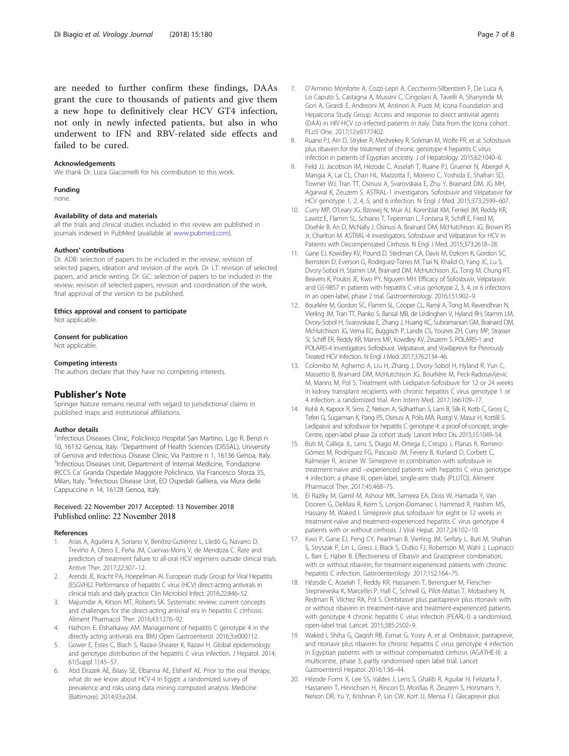are needed to further confirm these findings, DAAs grant the cure to thousands of patients and give them a new hope to definitively clear HCV GT4 infection, not only in newly infected patients, but also in who underwent to IFN and RBV-related side effects and failed to be cured.

#### Acknowledgements

We thank Dr. Luca Giacomelli for his contribution to this work.

#### Funding

none.

#### Availability of data and materials

all the trials and clinical studies included in this review are published in journals indexed in PubMed (available at www.pubmed.com).

#### Authors' contributions

Dr. ADB: selection of papers to be included in the review, revision of selected papers, ideation and revision of the work. Dr. LT: revision of selected papers, and article writing. Dr. GC: selection of papers to be included in the review, revision of selected papers, revision and coordination of the work, final approval of the version to be published.

#### Ethics approval and consent to participate

Not applicable.

#### Consent for publication

Not applicable.

#### Competing interests

The authors declare that they have no competing interests.

## Publisher's Note

Springer Nature remains neutral with regard to jurisdictional claims in published maps and institutional affiliations.

#### Author details

[1]Infectious Diseases Clinic, Policlinico Hospital San Martino, L.go R. Benzi n 10, 16132 Genoa, Italy. [2]Department of Health Sciences (DISSAL), University of Genova and Infectious Disease Clinic, Via Pastore n 1, 16136 Genoa, Italy. [3]Infectious Diseases Unit, Department of Internal Medicine, 'Fondazione IRCCS Ca' Granda Ospedale Maggiore Policlinico, Via Francesco Sforza 35, Milan, Italy. [4]Infectious Disease Unit, EO Ospedali Galliera, via Mura delle Cappuccine n 14, 16128 Genoa, Italy.

Received: 22 November 2017 Accepted: 13 November 2018
Published online: 22 November 2018

#### References

1. Arias A, Aguilera A, Soriano V, Benítez-Gutiérrez L, Lledó G, Navarro D, Treviño A, Otero E, Peña JM, Cuervas-Mons V, de Mendoza C. Rate and predictors of treatment failure to all-oral HCV regimens outside clinical trials. Antivir Ther. 2017;22:307–12.
2. Arends JE, Kracht PA, Hoepelman AI. European study Group for Viral Hepatitis (ESGVH)2. Performance of hepatitis C virus (HCV) direct-acting antivirals in clinical trials and daily practice. Clin Microbiol Infect. 2016;22:846–52.
3. Majumdar A, Kitson MT, Roberts SK. Systematic review: current concepts and challenges for the direct-acting antiviral era in hepatitis C cirrhosis. Aliment Pharmacol Ther. 2016;43:1276–92.
4. Hathorn E, Elsharkawy AM. Management of hepatitis C genotype 4 in the directly acting antivirals era. BMJ Open Gastroenterol. 2016;3:e000112.
5. Gower E, Estes C, Blach S, Razavi-Shearer K, Razavi H. Global epidemiology and genotype distribution of the hepatitis C virus infection. J Hepatol. 2014; 61(Suppl 1):45–57.
6. Abd Elrazek AE, Bilasy SE, Elbanna AE, Elsherif AE. Prior to the oral therapy, what do we know about HCV-4 in Egypt: a randomized survey of prevalence and risks using data mining computed analysis. Medicine (Baltimore). 2014;93:e204.
7. D'Arminio Monforte A, Cozzi-Lepri A, Ceccherini-Silberstein F, De Luca A, Lo Caputo S, Castagna A, Mussini C, Cingolani A, Tavelli A, Shanyinde M, Gori A, Girardi E, Andreoni M, Antinori A. Puoti M; Icona Foundation and HepaIcona Study Group. Access and response to direct antiviral agents (DAA) in HIV-HCV co-infected patients in Italy: Data from the Icona cohort. PLoS One. 2017;12:e0177402.
8. Ruane PJ, Ain D, Stryker R, Meshrekey R, Soliman M, Wolfe PR, et al. Sofosbuvir plus ribavirin for the treatment of chronic genotype 4 hepatitis C virus infection in patients of Egyptian ancestry. J of Hepatology. 2015;62:1040–6.
9. Feld JJ, Jacobson IM, Hézode C, Asselah T, Ruane PJ, Gruener N, Abergel A, Mangia A, Lai CL, Chan HL, Mazzotta F, Moreno C, Yoshida E, Shafran SD, Towner WJ, Tran TT, Osinusi A, Svarovskaia E, Zhu Y, Brainard DM, JG MH, Agarwal K, Zeuzem S. ASTRAL-1 investigators. Sofosbuvir and Velpatasvir for HCV genotype 1, 2, 4, 5, and 6 infection. N Engl J Med. 2015;373:2599–607.
10. Curry MP, O'Leary JG, Bzowej N, Muir AJ, Korenblat KM, Fenkel JM, Reddy KR, Lawitz E, Flamm SL, Schiano T, Teperman L, Fontana R, Schiff E, Fried M, Doehle B, An D, McNally J, Osinusi A, Brainard DM, McHutchison JG, Brown RS Jr, Charlton M. ASTRAL-4 investigators. Sofosbuvir and Velpatasvir for HCV in Patients with Decompensated Cirrhosis. N Engl J Med. 2015;373:2618–28.
11. Gane EJ, Kowdley KV, Pound D, Stedman CA, Davis M, Etzkorn K, Gordon SC, Bernstein D, Everson G, Rodriguez-Torres M, Tsai N, Khalid O, Yang JC, Lu S, Dvory-Sobol H, Stamm LM, Brainard DM, McHutchison JG, Tong M, Chung RT, Beavers K, Poulos JE, Kwo PY, Nguyen MH. Efficacy of Sofosbuvir, Velpatasvir, and GS-9857 in patients with hepatitis C virus genotype 2, 3, 4, or 6 infections in an open-label, phase 2 trial. Gastroenterology. 2016;151:902–9.
12. Bourlière M, Gordon SC, Flamm SL, Cooper CL, Ramji A, Tong M, Ravendhran N, Vierling JM, Tran TT, Pianko S, Bansal MB, de Lédinghen V, Hyland RH, Stamm LM, Dvory-Sobol H, Svarovskaia E, Zhang J, Huang KC, Subramanian GM, Brainard DM, McHutchison JG, Verna EC, Buggisch P, Landis CS, Younes ZH, Curry MP, Strasser SI, Schiff ER, Reddy KR, Manns MP, Kowdley KV, Zeuzem S. POLARIS-1 and POLARIS-4 Investigators. Sofosbuvir, Velpatasvir, and Voxilaprevir for Previously Treated HCV Infection. N Engl J Med. 2017;376:2134–46.
13. Colombo M, Aghemo A, Liu H, Zhang J, Dvory-Sobol H, Hyland R, Yun C, Massetto B, Brainard DM, McHutchison JG, Bourlière M, Peck-Radosavljevic M, Manns M, Pol S. Treatment with Ledipasvir-Sofosbuvir for 12 or 24 weeks in kidney transplant recipients with chronic hepatitis C virus genotype 1 or 4 infection: a randomized trial. Ann Intern Med. 2017;166:109–17.
14. Kohli A, Kapoor R, Sims Z, Nelson A, Sidharthan S, Lam B, Silk R, Kotb C, Gross C, Teferi G, Sugarman K, Pang PS, Osinusi A, Polis MA, Rustgi V, Masur H, Kottilil S. Ledipasvir and sofosbuvir for hepatitis C genotype 4: a proof-of-concept, single-Centre, open-label phase 2a cohort study. Lancet Infect Dis. 2015;15:1049–54.
15. Buti M, Calleja JL, Lens S, Diago M, Ortega E, Crespo J, Planas R, Romero-Gómez M, Rodríguez FG, Pascasio JM, Fevery B, Kurland D, Corbett C, Kalmeijer R, Jessner W. Simeprevir in combination with sofosbuvir in treatment-naïve and –experienced patients with hepatitis C virus genotype 4 infection: a phase III, open-label, single-arm study (PLUTO). Aliment Pharmacol Ther. 2017;45:468–75.
16. El Raziky M, Gamil M, Ashour MK, Sameea EA, Doss W, Hamada Y, Van Dooren G, DeMasi R, Keim S, Lonjon-Domanec I, Hammad R, Hashim MS, Hassany M, Waked I. Simeprevir plus sofosbuvir for eight or 12 weeks in treatment-naïve and treatment-experienced hepatitis C virus genotype 4 patients with or without cirrhosis. J Viral Hepat. 2017;24:102–10.
17. Kwo P, Gane EJ, Peng CY, Pearlman B, Vierling JM, Serfaty L, Buti M, Shafran S, Stryszak P, Lin L, Gress J, Black S, Dutko FJ, Robertson M, Wahl J, Lupinacci L, Barr E, Haber B. Effectiveness of Elbasvir and Grazoprevir combination, with or without ribavirin, for treatment-experienced patients with chronic hepatitis C infection. Gastroenterology. 2017;152:164–75.
18. Hézode C, Asselah T, Reddy KR, Hassanein T, Berenguer M, Fleischer-Stepniewska K, Marcellin P, Hall C, Schnell G, Pilot-Matias T, Mobashery N, Redman R, Vilchez RA, Pol S. Ombitasvir plus paritaprevir plus ritonavir with or without ribavirin in treatment-naive and treatment-experienced patients with genotype 4 chronic hepatitis C virus infection (PEARL-I): a randomised, open-label trial. Lancet. 2015;385:2502–9.
19. Waked I, Shiha G, Qaqish RB, Esmat G, Yosry A, et al. Ombitasvir, paritaprevir, and ritonavir plus ribavirin for chronic hepatitis C virus genotype 4 infection in Egyptian patients with or without compensated cirrhosis (AGATHE-II): a multicentre, phase 3, partly randomised open label trial. Lancet Gastroenterol Hepatol. 2016;1:36–44.
20. Hézode Forns X, Lee SS, Valdes J, Lens S, Ghalib R, Aguilar H, Felizarta F, Hassanein T, Hinrichsen H, Rincon D, Morillas R, Zeuzem S, Horsmans Y, Nelson DR, Yu Y, Krishnan P, Lin CW, Kort JJ, Mensa FJ. Glecaprevir plus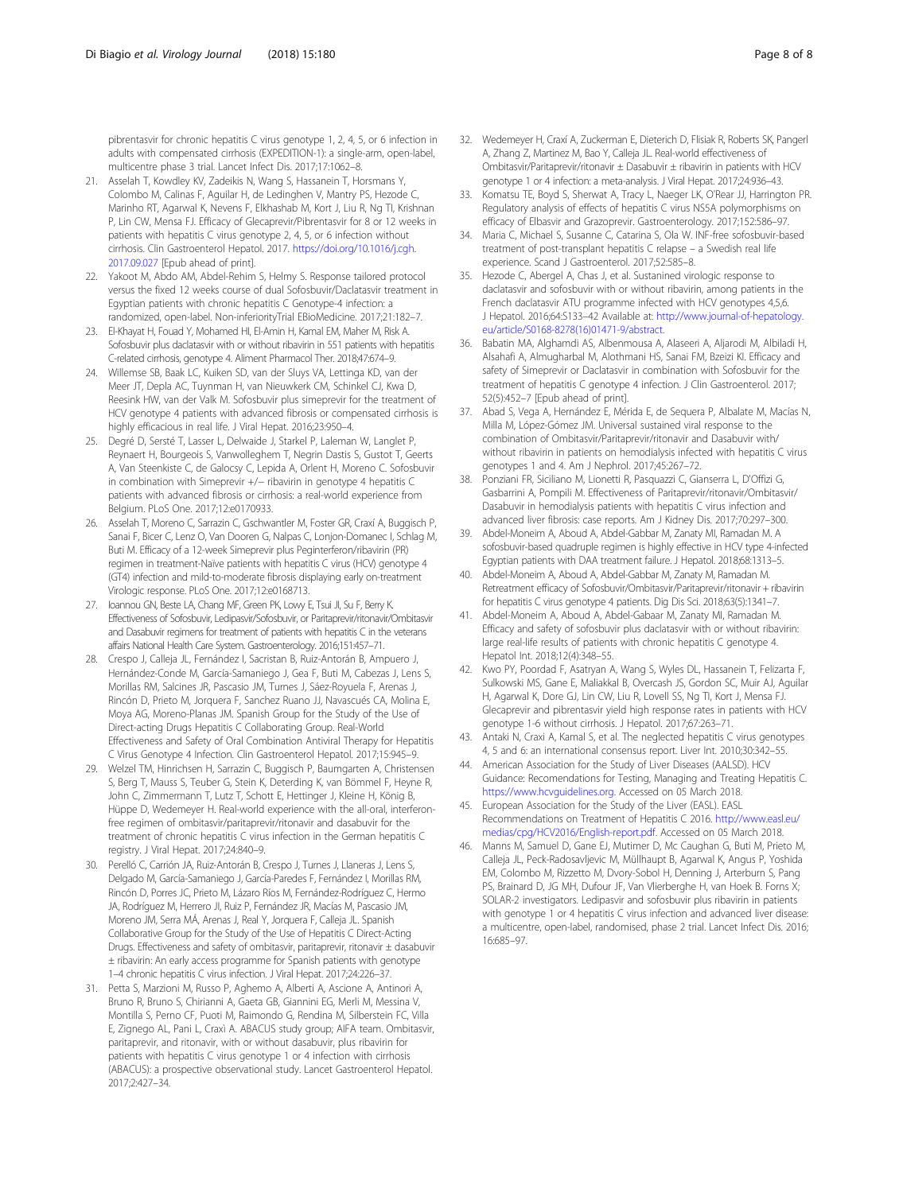pibrentasvir for chronic hepatitis C virus genotype 1, 2, 4, 5, or 6 infection in adults with compensated cirrhosis (EXPEDITION-1): a single-arm, open-label, multicentre phase 3 trial. Lancet Infect Dis. 2017;17:1062–8.

21. Asselah T, Kowdley KV, Zadeikis N, Wang S, Hassanein T, Horsmans Y, Colombo M, Calinas F, Aguilar H, de Ledinghen V, Mantry PS, Hezode C, Marinho RT, Agarwal K, Nevens F, Elkhashab M, Kort J, Liu R, Ng TI, Krishnan P, Lin CW, Mensa FJ. Efficacy of Glecaprevir/Pibrentasvir for 8 or 12 weeks in patients with hepatitis C virus genotype 2, 4, 5, or 6 infection without cirrhosis. Clin Gastroenterol Hepatol. 2017. https://doi.org/10.1016/j.cgh.2017.09.027 [Epub ahead of print].
22. Yakoot M, Abdo AM, Abdel-Rehim S, Helmy S. Response tailored protocol versus the fixed 12 weeks course of dual Sofosbuvir/Daclatasvir treatment in Egyptian patients with chronic hepatitis C Genotype-4 infection: a randomized, open-label. Non-inferiorityTrial EBioMedicine. 2017;21:182–7.
23. El-Khayat H, Fouad Y, Mohamed HI, El-Amin H, Kamal EM, Maher M, Risk A. Sofosbuvir plus daclatasvir with or without ribavirin in 551 patients with hepatitis C-related cirrhosis, genotype 4. Aliment Pharmacol Ther. 2018;47:674–9.
24. Willemse SB, Baak LC, Kuiken SD, van der Sluys VA, Lettinga KD, van der Meer JT, Depla AC, Tuynman H, van Nieuwkerk CM, Schinkel CJ, Kwa D, Reesink HW, van der Valk M. Sofosbuvir plus simeprevir for the treatment of HCV genotype 4 patients with advanced fibrosis or compensated cirrhosis is highly efficacious in real life. J Viral Hepat. 2016;23:950–4.
25. Degré D, Serté T, Lasser L, Delwaide J, Starkel P, Laleman W, Langlet P, Reynaert H, Bourgeois S, Vanwolleghem T, Negrin Dastis S, Gustot T, Geerts A, Van Steenkiste C, de Galocsy C, Lepida A, Orlent H, Moreno C. Sofosbuvir in combination with Simeprevir +/− ribavirin in genotype 4 hepatitis C patients with advanced fibrosis or cirrhosis: a real-world experience from Belgium. PLoS One. 2017;12:e0170933.
26. Asselah T, Moreno C, Sarrazin C, Gschwantler M, Foster GR, Craxí A, Buggisch P, Sanai F, Bicer C, Lenz O, Van Dooren G, Nalpas C, Lonjon-Domanec I, Schlag M, Buti M. Efficacy of a 12-week Simeprevir plus Peginterferon/ribavirin (PR) regimen in treatment-Naïve patients with hepatitis C virus (HCV) genotype 4 (GT4) infection and mild-to-moderate fibrosis displaying early on-treatment Virologic response. PLoS One. 2017;12:e0168713.
27. Ioannou GN, Beste LA, Chang MF, Green PK, Lowy E, Tsui JI, Su F, Berry K. Effectiveness of Sofosbuvir, Ledipasvir/Sofosbuvir, or Paritaprevir/ritonavir/Ombitasvir and Dasabuvir regimens for treatment of patients with hepatitis C in the veterans affairs National Health Care System. Gastroenterology. 2016;151:457–71.
28. Crespo J, Calleja JL, Fernández I, Sacristan B, Ruiz-Antorán B, Ampuero J, Hernández-Conde M, García-Samaniego J, Gea F, Buti M, Cabezas J, Lens S, Morillas RM, Salcines JR, Pascasio JM, Turnes J, Sáez-Royuela F, Arenas J, Rincón D, Prieto M, Jorquera F, Sanchez Ruano JJ, Navascués CA, Molina E, Moya AG, Moreno-Planas JM. Spanish Group for the Study of the Use of Direct-acting Drugs Hepatitis C Collaborating Group. Real-World Effectiveness and Safety of Oral Combination Antiviral Therapy for Hepatitis C Virus Genotype 4 Infection. Clin Gastroenterol Hepatol. 2017;15:945–9.
29. Welzel TM, Hinrichsen H, Sarrazin C, Buggisch P, Baumgarten A, Christensen S, Berg T, Mauss S, Teuber G, Stein K, Deterding K, van Bömmel F, Heyne R, John C, Zimmermann T, Lutz T, Schott E, Hettinger J, Kleine H, König B, Hüppe D, Wedemeyer H. Real-world experience with the all-oral, interferon-free regimen of ombitasvir/paritaprevir/ritonavir and dasabuvir for the treatment of chronic hepatitis C virus infection in the German hepatitis C registry. J Viral Hepat. 2017;24:840–9.
30. Perelló C, Carrión JA, Ruiz-Antorán B, Crespo J, Turnes J, Llaneras J, Lens S, Delgado M, García-Samaniego J, García-Paredes F, Fernández I, Morillas RM, Rincón D, Porres JC, Prieto M, Lázaro Ríos M, Fernández-Rodríguez C, Hermo JA, Rodríguez M, Herrero JI, Ruiz P, Fernández JR, Macías M, Pascasio JM, Moreno JM, Serra MÁ, Arenas J, Real Y, Jorquera F, Calleja JL. Spanish Collaborative Group for the Study of the Use of Hepatitis C Direct-Acting Drugs. Effectiveness and safety of ombitasvir, paritaprevir, ritonavir ± dasabuvir ± ribavirin: An early access programme for Spanish patients with genotype 1–4 chronic hepatitis C virus infection. J Viral Hepat. 2017;24:226–37.
31. Petta S, Marzioni M, Russo P, Aghemo A, Alberti A, Ascione A, Antinori A, Bruno R, Bruno S, Chirianni A, Gaeta GB, Giannini EG, Merli M, Messina V, Montilla S, Perno CF, Puoti M, Raimondo G, Rendina M, Silberstein FC, Villa E, Zignego AL, Pani L, Craxì A. ABACUS study group; AIFA team. Ombitasvir, paritaprevir, and ritonavir, with or without dasabuvir, plus ribavirin for patients with hepatitis C virus genotype 1 or 4 infection with cirrhosis (ABACUS): a prospective observational study. Lancet Gastroenterol Hepatol. 2017;2:427–34.
32. Wedemeyer H, Craxí A, Zuckerman E, Dieterich D, Flisiak R, Roberts SK, Pangerl A, Zhang Z, Martinez M, Bao Y, Calleja JL. Real-world effectiveness of Ombitasvir/Paritaprevir/ritonavir ± Dasabuvir ± ribavirin in patients with HCV genotype 1 or 4 infection: a meta-analysis. J Viral Hepat. 2017;24:936–43.
33. Komatsu TE, Boyd S, Sherwat A, Tracy L, Naeger LK, O'Rear JJ, Harrington PR. Regulatory analysis of effects of hepatitis C virus NS5A polymorphisms on efficacy of Elbasvir and Grazoprevir. Gastroenterology. 2017;152:586–97.
34. Maria C, Michael S, Susanne C, Catarina S, Ola W. INF-free sofosbuvir-based treatment of post-transplant hepatitis C relapse – a Swedish real life experience. Scand J Gastroenterol. 2017;52:585–8.
35. Hezode C, Abergel A, Chas J, et al. Sustained virologic response to daclatasvir and sofosbuvir with or without ribavirin, among patients in the French daclatasvir ATU programme infected with HCV genotypes 4,5,6. J Hepatol. 2016;64:S133–42 Available at: http://www.journal-of-hepatology.eu/article/S0168-8278(16)01471-9/abstract.
36. Babatin MA, Alghamdi AS, Albenmousa A, Alaseeri A, Aljarodi M, Albiladi H, Alsahafi A, Almugharbal M, Alothmani HS, Sanai FM, Bzeizi KI. Efficacy and safety of Simeprevir or Daclatasvir in combination with Sofosbuvir for the treatment of hepatitis C genotype 4 infection. J Clin Gastroenterol. 2017; 52(5):452–7 [Epub ahead of print].
37. Abad S, Vega A, Hernández E, Mérida E, de Sequera P, Albalate M, Macías N, Milla M, López-Gómez JM. Universal sustained viral response to the combination of Ombitasvir/Paritaprevir/ritonavir and Dasabuvir with/without ribavirin in patients on hemodialysis infected with hepatitis C virus genotypes 1 and 4. Am J Nephrol. 2017;45:267–72.
38. Ponziani FR, Siciliano M, Lionetti R, Pasquazzi C, Gianserra L, D'Offizi G, Gasbarrini A, Pompili M. Effectiveness of Paritaprevir/ritonavir/Ombitasvir/Dasabuvir in hemodialysis patients with hepatitis C virus infection and advanced liver fibrosis: case reports. Am J Kidney Dis. 2017;70:297–300.
39. Abdel-Moneim A, Aboud A, Abdel-Gabbar M, Zanaty MI, Ramadan M. A sofosbuvir-based quadruple regimen is highly effective in HCV type 4-infected Egyptian patients with DAA treatment failure. J Hepatol. 2018;68:1313–5.
40. Abdel-Moneim A, Aboud A, Abdel-Gabbar M, Zanaty MI, Ramadan M. Retreatment efficacy of Sofosbuvir/Ombitasvir/Paritaprevir/ritonavir + ribavirin for hepatitis C virus genotype 4 patients. Dig Dis Sci. 2018;63(5):1341–7.
41. Abdel-Moneim A, Aboud A, Abdel-Gabaar M, Zanaty MI, Ramadan M. Efficacy and safety of sofosbuvir plus daclatasvir with or without ribavirin: large real-life results of patients with chronic hepatitis C genotype 4. Hepatol Int. 2018;12(4):348–55.
42. Kwo PY, Poordad F, Asatryan A, Wang S, Wyles DL, Hassanein T, Felizarta F, Sulkowski MS, Gane E, Maliakkal B, Overcash JS, Gordon SC, Muir AJ, Aguilar H, Agarwal K, Dore GJ, Lin CW, Liu R, Lovell SS, Ng TI, Kort J, Mensa FJ. Glecaprevir and pibrentasvir yield high response rates in patients with HCV genotype 1-6 without cirrhosis. J Hepatol. 2017;67:263–71.
43. Antaki N, Craxi A, Kamal S, et al. The neglected hepatitis C virus genotypes 4, 5 and 6: an international consensus report. Liver Int. 2010;30:342–55.
44. American Association for the Study of Liver Diseases (AALSD). HCV Guidance: Recomendations for Testing, Managing and Treating Hepatitis C. https://www.hcvguidelines.org. Accessed on 05 March 2018.
45. European Association for the Study of the Liver (EASL). EASL Recommendations on Treatment of Hepatitis C 2016. http://www.easl.eu/medias/cpg/HCV2016/English-report.pdf. Accessed on 05 March 2018.
46. Manns M, Samuel D, Gane EJ, Mutimer D, Mc Caughan G, Buti M, Prieto M, Calleja JL, Peck-Radosavljevic M, Müllhaupt B, Agarwal K, Angus P, Yoshida EM, Colombo M, Rizzetto M, Dvory-Sobol H, Denning J, Arterburn S, Pang PS, Brainard D, JG MH, Dufour JF, Van Vlierberghe H, van Hoek B. Forns X; SOLAR-2 investigators. Ledipasvir and sofosbuvir plus ribavirin in patients with genotype 1 or 4 hepatitis C virus infection and advanced liver disease: a multicentre, open-label, randomised, phase 2 trial. Lancet Infect Dis. 2016; 16:685–97.